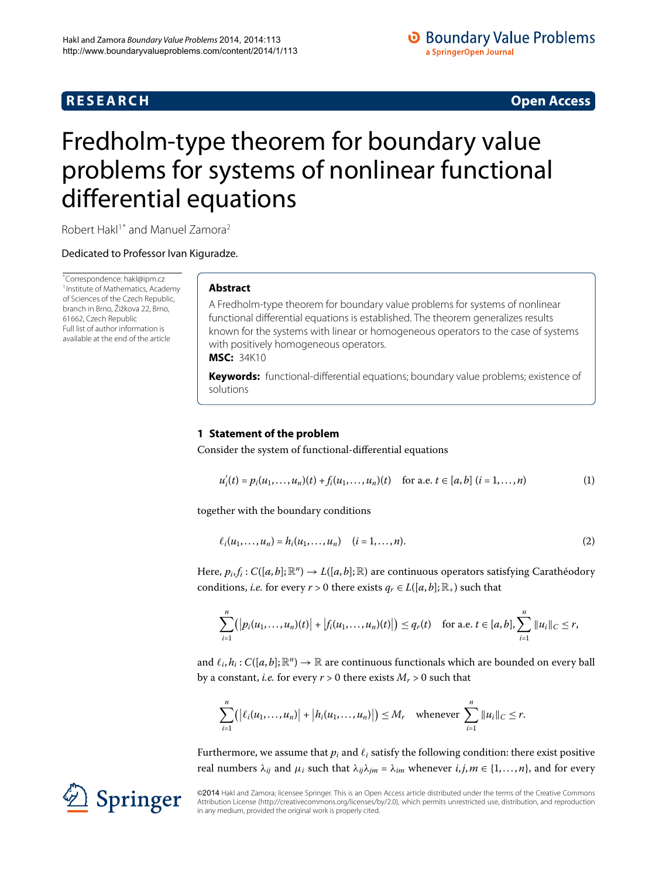**RESEARCH** **Open Access**

# Fredholm-type theorem for boundary value problems for systems of nonlinear functional differential equations

Robert Hakl[1*] and Manuel Zamora[2]

Dedicated to Professor Ivan Kiguradze.

*Correspondence: hakl@ipm.cz
[1]Institute of Mathematics, Academy of Sciences of the Czech Republic, branch in Brno, Žižkova 22, Brno, 61662, Czech Republic
Full list of author information is available at the end of the article

## Abstract

A Fredholm-type theorem for boundary value problems for systems of nonlinear functional differential equations is established. The theorem generalizes results known for the systems with linear or homogeneous operators to the case of systems with positively homogeneous operators.

**MSC:** 34K10

**Keywords:** functional-differential equations; boundary value problems; existence of solutions

## 1 Statement of the problem

Consider the system of functional-differential equations

$$u_i'(t) = p_i(u_1, \ldots, u_n)(t) + f_i(u_1, \ldots, u_n)(t) \quad \text{for a.e. } t \in [a,b] \ (i = 1, \ldots, n) \tag{1}$$

together with the boundary conditions

$$\ell_i(u_1, \ldots, u_n) = h_i(u_1, \ldots, u_n) \quad (i = 1, \ldots, n). \tag{2}$$

Here, $p_i, f_i : C([a,b]; \mathbb{R}^n) \to L([a,b]; \mathbb{R})$ are continuous operators satisfying Carathéodory conditions, *i.e.* for every $r > 0$ there exists $q_r \in L([a,b]; \mathbb{R}_+)$ such that

$$\sum_{i=1}^{n} \left( \left| p_i(u_1, \ldots, u_n)(t) \right| + \left| f_i(u_1, \ldots, u_n)(t) \right| \right) \le q_r(t) \quad \text{for a.e. } t \in [a,b], \sum_{i=1}^{n} \|u_i\|_C \le r,$$

and $\ell_i, h_i : C([a,b]; \mathbb{R}^n) \to \mathbb{R}$ are continuous functionals which are bounded on every ball by a constant, *i.e.* for every $r > 0$ there exists $M_r > 0$ such that

$$\sum_{i=1}^{n} \left( \left| \ell_i(u_1, \ldots, u_n) \right| + \left| h_i(u_1, \ldots, u_n) \right| \right) \le M_r \quad \text{whenever } \sum_{i=1}^{n} \|u_i\|_C \le r.$$

Furthermore, we assume that $p_i$ and $\ell_i$ satisfy the following condition: there exist positive real numbers $\lambda_{ij}$ and $\mu_i$ such that $\lambda_{ij}\lambda_{jm} = \lambda_{im}$ whenever $i, j, m \in \{1, \ldots, n\}$, and for every

©2014 Hakl and Zamora; licensee Springer. This is an Open Access article distributed under the terms of the Creative Commons Attribution License (http://creativecommons.org/licenses/by/2.0), which permits unrestricted use, distribution, and reproduction in any medium, provided the original work is properly cited.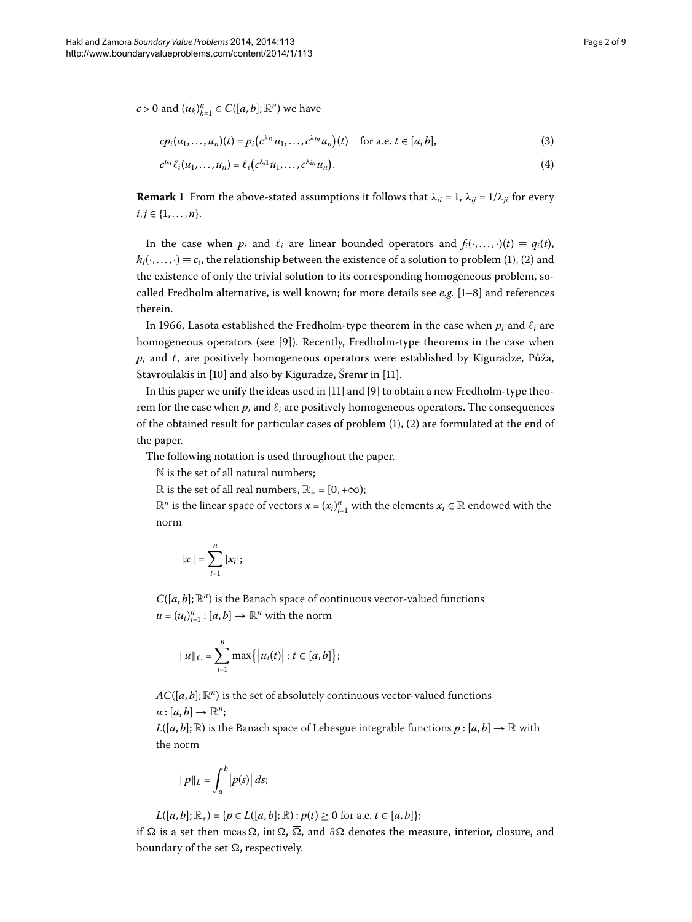$c > 0$ and $(u_k)_{k=1}^n \in C([a,b];\mathbb{R}^n)$ we have

$$cp_i(u_1,\dots,u_n)(t) = p_i\big(c^{\lambda_{i1}}u_1,\dots,c^{\lambda_{in}}u_n\big)(t) \quad \text{for a.e. } t \in [a,b], \tag{3}$$

$$c^{\mu_i}\ell_i(u_1,\dots,u_n) = \ell_i\big(c^{\lambda_{i1}}u_1,\dots,c^{\lambda_{in}}u_n\big). \tag{4}$$

**Remark 1** From the above-stated assumptions it follows that $\lambda_{ii} = 1$, $\lambda_{ij} = 1/\lambda_{ji}$ for every $i, j \in \{1,\dots,n\}$.

In the case when $p_i$ and $\ell_i$ are linear bounded operators and $f_i(\cdot,\dots,\cdot)(t) \equiv q_i(t)$, $h_i(\cdot,\dots,\cdot) \equiv c_i$, the relationship between the existence of a solution to problem (1), (2) and the existence of only the trivial solution to its corresponding homogeneous problem, so-called Fredholm alternative, is well known; for more details see *e.g.* [1–8] and references therein.

In 1966, Lasota established the Fredholm-type theorem in the case when $p_i$ and $\ell_i$ are homogeneous operators (see [9]). Recently, Fredholm-type theorems in the case when $p_i$ and $\ell_i$ are positively homogeneous operators were established by Kiguradze, Půža, Stavroulakis in [10] and also by Kiguradze, Šremr in [11].

In this paper we unify the ideas used in [11] and [9] to obtain a new Fredholm-type theorem for the case when $p_i$ and $\ell_i$ are positively homogeneous operators. The consequences of the obtained result for particular cases of problem (1), (2) are formulated at the end of the paper.

The following notation is used throughout the paper.

$\mathbb{N}$ is the set of all natural numbers;

$\mathbb{R}$ is the set of all real numbers, $\mathbb{R}_+ = [0,+\infty)$;

$\mathbb{R}^n$ is the linear space of vectors $x = (x_i)_{i=1}^n$ with the elements $x_i \in \mathbb{R}$ endowed with the norm

$$\|x\| = \sum_{i=1}^n |x_i|;$$

$C([a,b];\mathbb{R}^n)$ is the Banach space of continuous vector-valued functions $u = (u_i)_{i=1}^n : [a,b] \to \mathbb{R}^n$ with the norm

$$\|u\|_C = \sum_{i=1}^n \max\big\{|u_i(t)| : t \in [a,b]\big\};$$

$AC([a,b];\mathbb{R}^n)$ is the set of absolutely continuous vector-valued functions $u : [a,b] \to \mathbb{R}^n$;

$L([a,b];\mathbb{R})$ is the Banach space of Lebesgue integrable functions $p : [a,b] \to \mathbb{R}$ with the norm

$$\|p\|_L = \int_a^b |p(s)|\,ds;$$

$L([a,b];\mathbb{R}_+) = \{p \in L([a,b];\mathbb{R}) : p(t) \geq 0 \text{ for a.e. } t \in [a,b]\}$;

if $\Omega$ is a set then $\operatorname{meas}\Omega$, $\operatorname{int}\Omega$, $\overline{\Omega}$, and $\partial\Omega$ denotes the measure, interior, closure, and boundary of the set $\Omega$, respectively.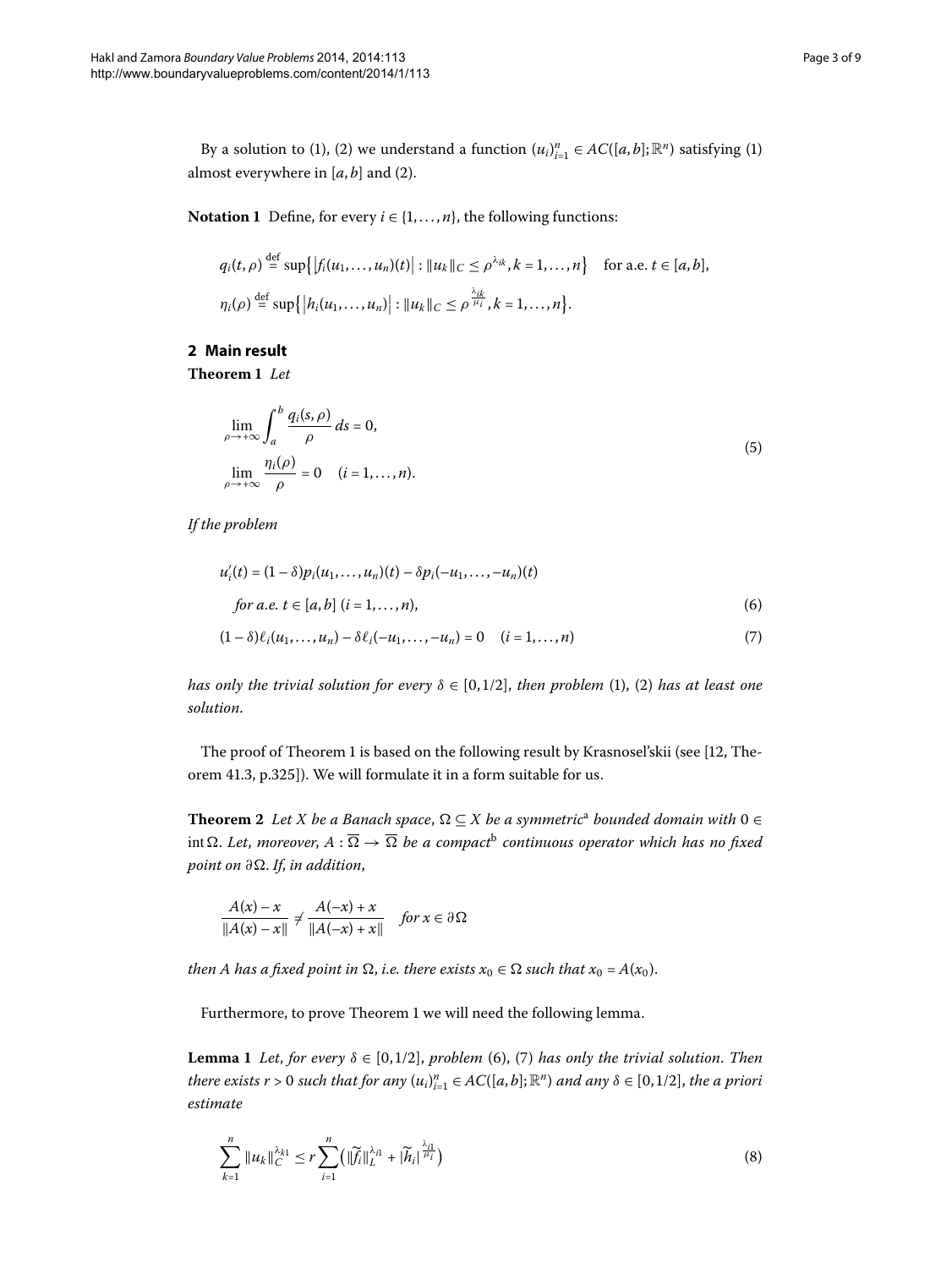By a solution to (1), (2) we understand a function $(u_i)_{i=1}^n \in AC([a,b];\mathbb{R}^n)$ satisfying (1) almost everywhere in $[a,b]$ and (2).

**Notation 1** Define, for every $i \in \{1,\dots,n\}$, the following functions:

$$q_i(t,\rho) \stackrel{\text{def}}{=} \sup\{|f_i(u_1,\dots,u_n)(t)| : \|u_k\|_C \le \rho^{\lambda_{ik}}, k = 1,\dots,n\} \quad \text{for a.e. } t \in [a,b],$$

$$\eta_i(\rho) \stackrel{\text{def}}{=} \sup\{|h_i(u_1,\dots,u_n)| : \|u_k\|_C \le \rho^{\frac{\lambda_{ik}}{\mu_i}}, k = 1,\dots,n\}.$$

## 2 Main result

**Theorem 1** *Let*

$$\lim_{\rho \to +\infty} \int_a^b \frac{q_i(s,\rho)}{\rho}\, ds = 0,$$
$$\lim_{\rho \to +\infty} \frac{\eta_i(\rho)}{\rho} = 0 \quad (i = 1,\dots,n). \tag{5}$$

*If the problem*

$$u_i'(t) = (1-\delta)p_i(u_1,\dots,u_n)(t) - \delta p_i(-u_1,\dots,-u_n)(t)$$
$$\text{for a.e. } t \in [a,b] \ (i = 1,\dots,n), \tag{6}$$

$$(1-\delta)\ell_i(u_1,\dots,u_n) - \delta \ell_i(-u_1,\dots,-u_n) = 0 \quad (i = 1,\dots,n) \tag{7}$$

*has only the trivial solution for every $\delta \in [0,1/2]$, then problem* (1), (2) *has at least one solution.*

The proof of Theorem 1 is based on the following result by Krasnosel'skii (see [12, Theorem 41.3, p.325]). We will formulate it in a form suitable for us.

**Theorem 2** *Let $X$ be a Banach space, $\Omega \subseteq X$ be a symmetric*[a] *bounded domain with $0 \in \operatorname{int}\Omega$. Let, moreover, $A : \overline{\Omega} \to \overline{\Omega}$ be a compact*[b] *continuous operator which has no fixed point on $\partial\Omega$. If, in addition,*

$$\frac{A(x) - x}{\|A(x) - x\|} \neq \frac{A(-x) + x}{\|A(-x) + x\|} \quad \text{for } x \in \partial\Omega$$

*then $A$ has a fixed point in $\Omega$, i.e. there exists $x_0 \in \Omega$ such that $x_0 = A(x_0)$.*

Furthermore, to prove Theorem 1 we will need the following lemma.

**Lemma 1** *Let, for every $\delta \in [0,1/2]$, problem* (6), (7) *has only the trivial solution. Then there exists $r > 0$ such that for any $(u_i)_{i=1}^n \in AC([a,b];\mathbb{R}^n)$ and any $\delta \in [0,1/2]$, the a priori estimate*

$$\sum_{k=1}^n \|u_k\|_C^{\lambda_{k1}} \le r \sum_{i=1}^n \left( \|\widetilde{f}_i\|_L^{\lambda_{i1}} + |\widetilde{h}_i|^{\frac{\lambda_{i1}}{\mu_i}} \right) \tag{8}$$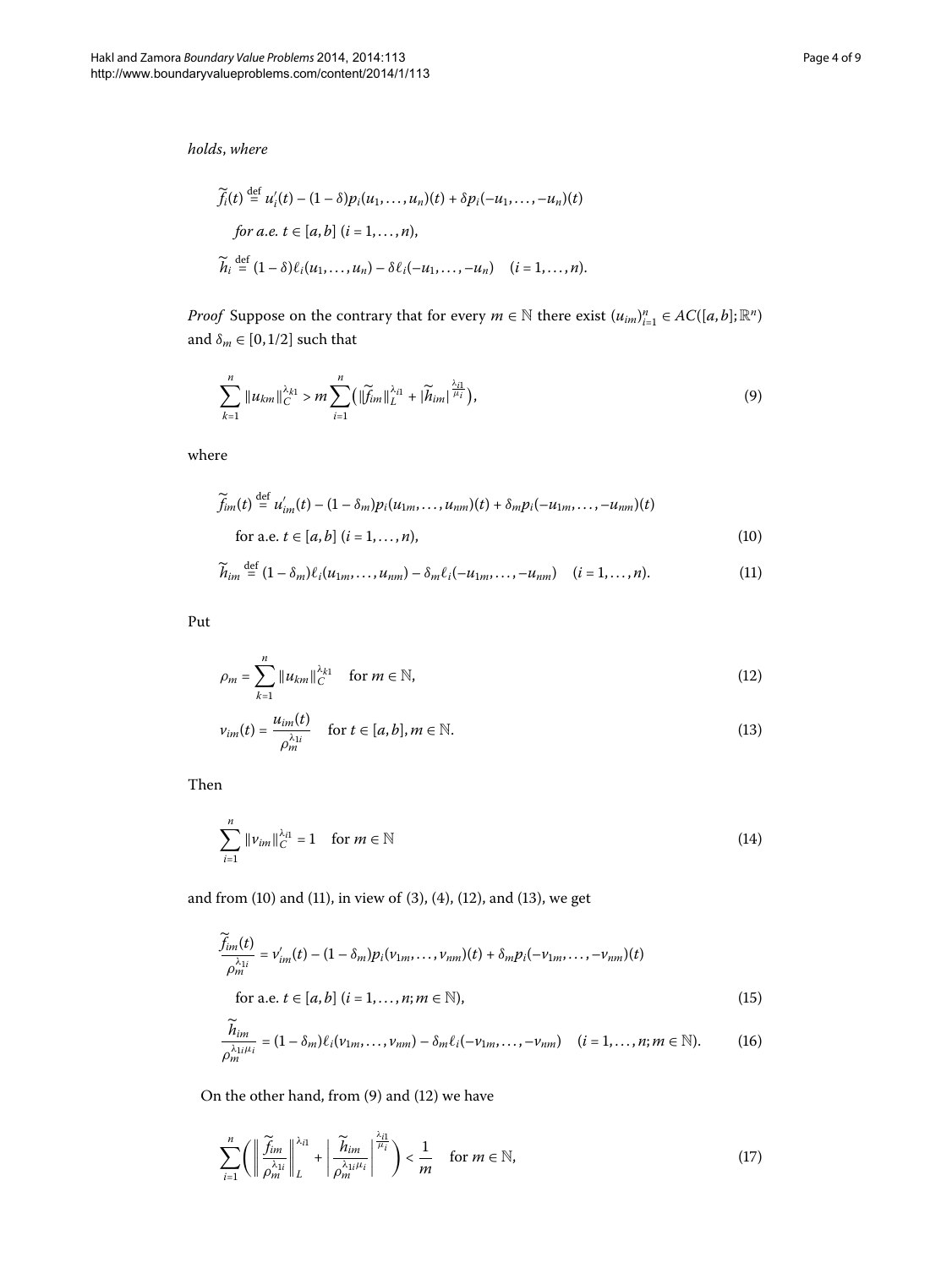*holds*, *where*

$$\widetilde{f}_i(t) \overset{\text{def}}{=} u_i'(t) - (1-\delta)p_i(u_1,\dots,u_n)(t) + \delta p_i(-u_1,\dots,-u_n)(t)$$

$$\textit{for a.e. } t \in [a,b] \ (i = 1,\dots,n),$$

$$\widetilde{h}_i \overset{\text{def}}{=} (1-\delta)\ell_i(u_1,\dots,u_n) - \delta\ell_i(-u_1,\dots,-u_n) \quad (i = 1,\dots,n).$$

*Proof* Suppose on the contrary that for every $m \in \mathbb{N}$ there exist $(u_{im})_{i=1}^n \in AC([a,b];\mathbb{R}^n)$ and $\delta_m \in [0,1/2]$ such that

$$\sum_{k=1}^n \|u_{km}\|_C^{\lambda_{k1}} > m \sum_{i=1}^n \left( \|\widetilde{f}_{im}\|_L^{\lambda_{i1}} + |\widetilde{h}_{im}|^{\frac{\lambda_{i1}}{\mu_i}} \right), \tag{9}$$

where

$$\widetilde{f}_{im}(t) \overset{\text{def}}{=} u_{im}'(t) - (1-\delta_m)p_i(u_{1m},\dots,u_{nm})(t) + \delta_m p_i(-u_{1m},\dots,-u_{nm})(t)$$

$$\text{for a.e. } t \in [a,b] \ (i = 1,\dots,n), \tag{10}$$

$$\widetilde{h}_{im} \overset{\text{def}}{=} (1-\delta_m)\ell_i(u_{1m},\dots,u_{nm}) - \delta_m\ell_i(-u_{1m},\dots,-u_{nm}) \quad (i = 1,\dots,n). \tag{11}$$

Put

$$\rho_m = \sum_{k=1}^n \|u_{km}\|_C^{\lambda_{k1}} \quad \text{for } m \in \mathbb{N}, \tag{12}$$

$$v_{im}(t) = \frac{u_{im}(t)}{\rho_m^{\lambda_{1i}}} \quad \text{for } t \in [a,b], m \in \mathbb{N}. \tag{13}$$

Then

$$\sum_{i=1}^n \|v_{im}\|_C^{\lambda_{i1}} = 1 \quad \text{for } m \in \mathbb{N} \tag{14}$$

and from (10) and (11), in view of (3), (4), (12), and (13), we get

$$\frac{\widetilde{f}_{im}(t)}{\rho_m^{\lambda_{1i}}} = v_{im}'(t) - (1-\delta_m)p_i(v_{1m},\dots,v_{nm})(t) + \delta_m p_i(-v_{1m},\dots,-v_{nm})(t)$$

$$\text{for a.e. } t \in [a,b] \ (i = 1,\dots,n; m \in \mathbb{N}), \tag{15}$$

$$\frac{\widetilde{h}_{im}}{\rho_m^{\lambda_{1i}\mu_i}} = (1-\delta_m)\ell_i(v_{1m},\dots,v_{nm}) - \delta_m\ell_i(-v_{1m},\dots,-v_{nm}) \quad (i = 1,\dots,n; m \in \mathbb{N}). \tag{16}$$

On the other hand, from (9) and (12) we have

$$\sum_{i=1}^n \left( \left\| \frac{\widetilde{f}_{im}}{\rho_m^{\lambda_{1i}}} \right\|_L^{\lambda_{i1}} + \left| \frac{\widetilde{h}_{im}}{\rho_m^{\lambda_{1i}\mu_i}} \right|^{\frac{\lambda_{i1}}{\mu_i}} \right) < \frac{1}{m} \quad \text{for } m \in \mathbb{N}, \tag{17}$$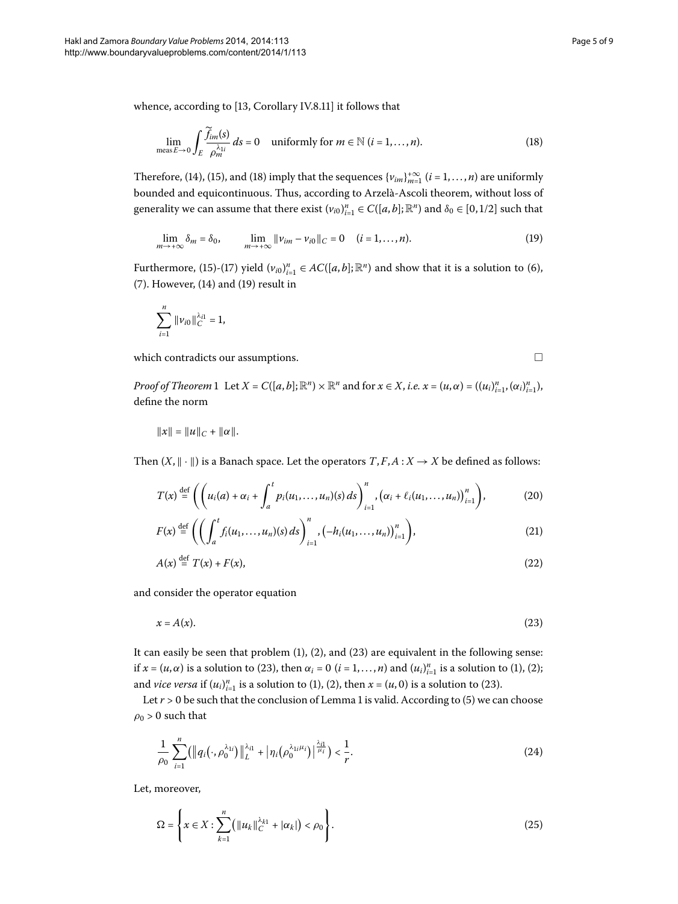whence, according to [13, Corollary IV.8.11] it follows that

$$\lim_{\operatorname{meas} E \to 0} \int_E \frac{\widetilde{f}_{im}(s)}{\rho_m^{\lambda_{1i}}}\, ds = 0 \quad \text{uniformly for } m \in \mathbb{N}\ (i = 1, \dots, n). \tag{18}$$

Therefore, (14), (15), and (18) imply that the sequences $\{v_{im}\}_{m=1}^{+\infty}$ $(i = 1, \dots, n)$ are uniformly bounded and equicontinuous. Thus, according to Arzelà-Ascoli theorem, without loss of generality we can assume that there exist $(v_{i0})_{i=1}^n \in C([a,b];\mathbb{R}^n)$ and $\delta_0 \in [0, 1/2]$ such that

$$\lim_{m \to +\infty} \delta_m = \delta_0, \qquad \lim_{m \to +\infty} \|v_{im} - v_{i0}\|_C = 0 \quad (i = 1, \dots, n). \tag{19}$$

Furthermore, (15)-(17) yield $(v_{i0})_{i=1}^n \in AC([a,b];\mathbb{R}^n)$ and show that it is a solution to (6), (7). However, (14) and (19) result in

$$\sum_{i=1}^n \|v_{i0}\|_C^{\lambda_{i1}} = 1,$$

which contradicts our assumptions. □

*Proof of Theorem* 1 Let $X = C([a,b];\mathbb{R}^n) \times \mathbb{R}^n$ and for $x \in X$, *i.e.* $x = (u, \alpha) = ((u_i)_{i=1}^n, (\alpha_i)_{i=1}^n)$, define the norm

$$\|x\| = \|u\|_C + \|\alpha\|.$$

Then $(X, \|\cdot\|)$ is a Banach space. Let the operators $T, F, A : X \to X$ be defined as follows:

$$T(x) \stackrel{\text{def}}{=} \left( \left( u_i(a) + \alpha_i + \int_a^t p_i(u_1, \dots, u_n)(s)\, ds \right)_{i=1}^n, \left( \alpha_i + \ell_i(u_1, \dots, u_n) \right)_{i=1}^n \right), \tag{20}$$

$$F(x) \stackrel{\text{def}}{=} \left( \left( \int_a^t f_i(u_1, \dots, u_n)(s)\, ds \right)_{i=1}^n, \left( -h_i(u_1, \dots, u_n) \right)_{i=1}^n \right), \tag{21}$$

$$A(x) \stackrel{\text{def}}{=} T(x) + F(x), \tag{22}$$

and consider the operator equation

$$x = A(x). \tag{23}$$

It can easily be seen that problem (1), (2), and (23) are equivalent in the following sense: if $x = (u, \alpha)$ is a solution to (23), then $\alpha_i = 0$ $(i = 1, \dots, n)$ and $(u_i)_{i=1}^n$ is a solution to (1), (2); and *vice versa* if $(u_i)_{i=1}^n$ is a solution to (1), (2), then $x = (u, 0)$ is a solution to (23).

Let $r > 0$ be such that the conclusion of Lemma 1 is valid. According to (5) we can choose $\rho_0 > 0$ such that

$$\frac{1}{\rho_0} \sum_{i=1}^n \left( \left\| q_i\left(\cdot, \rho_0^{\lambda_{1i}}\right) \right\|_L^{\lambda_{i1}} + \left| \eta_i\left(\rho_0^{\lambda_{1i}\mu_i}\right) \right|^{\frac{\lambda_{i1}}{\mu_i}} \right) < \frac{1}{r}. \tag{24}$$

Let, moreover,

$$\Omega = \left\{ x \in X : \sum_{k=1}^n \left( \|u_k\|_C^{\lambda_{k1}} + |\alpha_k| \right) < \rho_0 \right\}. \tag{25}$$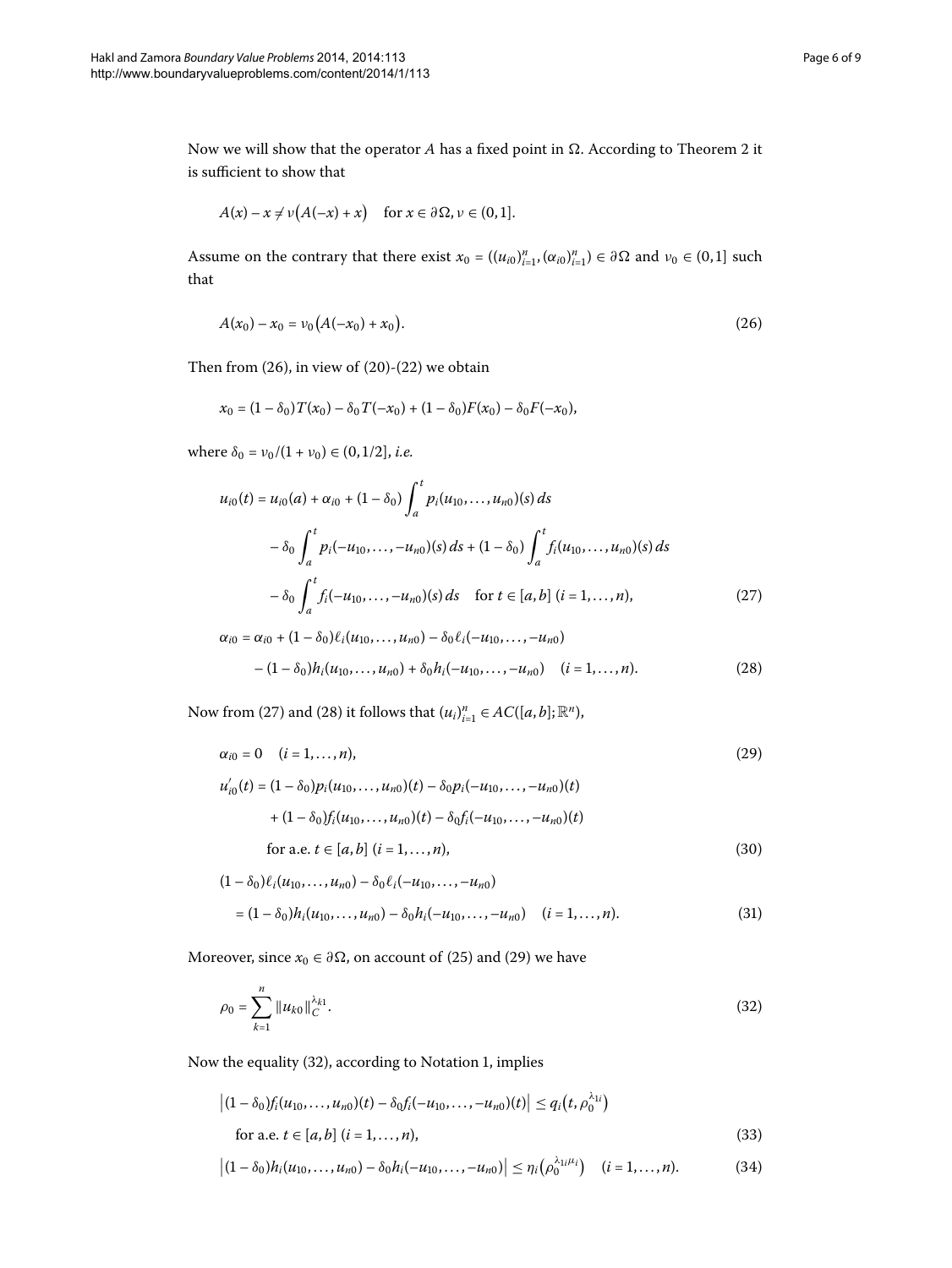Now we will show that the operator $A$ has a fixed point in $\Omega$. According to Theorem 2 it is sufficient to show that

$$A(x) - x \neq \nu\big(A(-x) + x\big) \quad \text{for } x \in \partial\Omega, \nu \in (0,1].$$

Assume on the contrary that there exist $x_0 = ((u_{i0})_{i=1}^n, (\alpha_{i0})_{i=1}^n) \in \partial\Omega$ and $\nu_0 \in (0,1]$ such that

$$A(x_0) - x_0 = \nu_0\big(A(-x_0) + x_0\big). \tag{26}$$

Then from (26), in view of (20)-(22) we obtain

$$x_0 = (1-\delta_0)T(x_0) - \delta_0 T(-x_0) + (1-\delta_0)F(x_0) - \delta_0 F(-x_0),$$

where $\delta_0 = \nu_0/(1+\nu_0) \in (0, 1/2]$, *i.e.*

$$\begin{aligned}
u_{i0}(t) &= u_{i0}(a) + \alpha_{i0} + (1-\delta_0)\int_a^t p_i(u_{10},\dots,u_{n0})(s)\,ds \\
&\quad - \delta_0 \int_a^t p_i(-u_{10},\dots,-u_{n0})(s)\,ds + (1-\delta_0)\int_a^t f_i(u_{10},\dots,u_{n0})(s)\,ds \\
&\quad - \delta_0 \int_a^t f_i(-u_{10},\dots,-u_{n0})(s)\,ds \quad \text{for } t \in [a,b]\ (i=1,\dots,n),
\end{aligned} \tag{27}$$

$$\begin{aligned}
\alpha_{i0} &= \alpha_{i0} + (1-\delta_0)\ell_i(u_{10},\dots,u_{n0}) - \delta_0 \ell_i(-u_{10},\dots,-u_{n0}) \\
&\quad - (1-\delta_0)h_i(u_{10},\dots,u_{n0}) + \delta_0 h_i(-u_{10},\dots,-u_{n0}) \quad (i=1,\dots,n).
\end{aligned} \tag{28}$$

Now from (27) and (28) it follows that $(u_i)_{i=1}^n \in AC([a,b];\mathbb{R}^n)$,

$$\alpha_{i0} = 0 \quad (i=1,\dots,n), \tag{29}$$

$$\begin{aligned}
u_{i0}'(t) &= (1-\delta_0)p_i(u_{10},\dots,u_{n0})(t) - \delta_0 p_i(-u_{10},\dots,-u_{n0})(t) \\
&\quad + (1-\delta_0)f_i(u_{10},\dots,u_{n0})(t) - \delta_0 f_i(-u_{10},\dots,-u_{n0})(t) \\
&\quad \text{for a.e. } t \in [a,b]\ (i=1,\dots,n),
\end{aligned} \tag{30}$$

$$\begin{aligned}
&(1-\delta_0)\ell_i(u_{10},\dots,u_{n0}) - \delta_0 \ell_i(-u_{10},\dots,-u_{n0}) \\
&\quad = (1-\delta_0)h_i(u_{10},\dots,u_{n0}) - \delta_0 h_i(-u_{10},\dots,-u_{n0}) \quad (i=1,\dots,n).
\end{aligned} \tag{31}$$

Moreover, since $x_0 \in \partial\Omega$, on account of (25) and (29) we have

$$\rho_0 = \sum_{k=1}^n \|u_{k0}\|_C^{\lambda_{k1}}. \tag{32}$$

Now the equality (32), according to Notation 1, implies

$$\begin{aligned}
&\big|(1-\delta_0)f_i(u_{10},\dots,u_{n0})(t) - \delta_0 f_i(-u_{10},\dots,-u_{n0})(t)\big| \le q_i\big(t, \rho_0^{\lambda_{1i}}\big) \\
&\quad \text{for a.e. } t \in [a,b]\ (i=1,\dots,n),
\end{aligned} \tag{33}$$

$$\big|(1-\delta_0)h_i(u_{10},\dots,u_{n0}) - \delta_0 h_i(-u_{10},\dots,-u_{n0})\big| \le \eta_i\big(\rho_0^{\lambda_{1i}\mu_i}\big) \quad (i=1,\dots,n). \tag{34}$$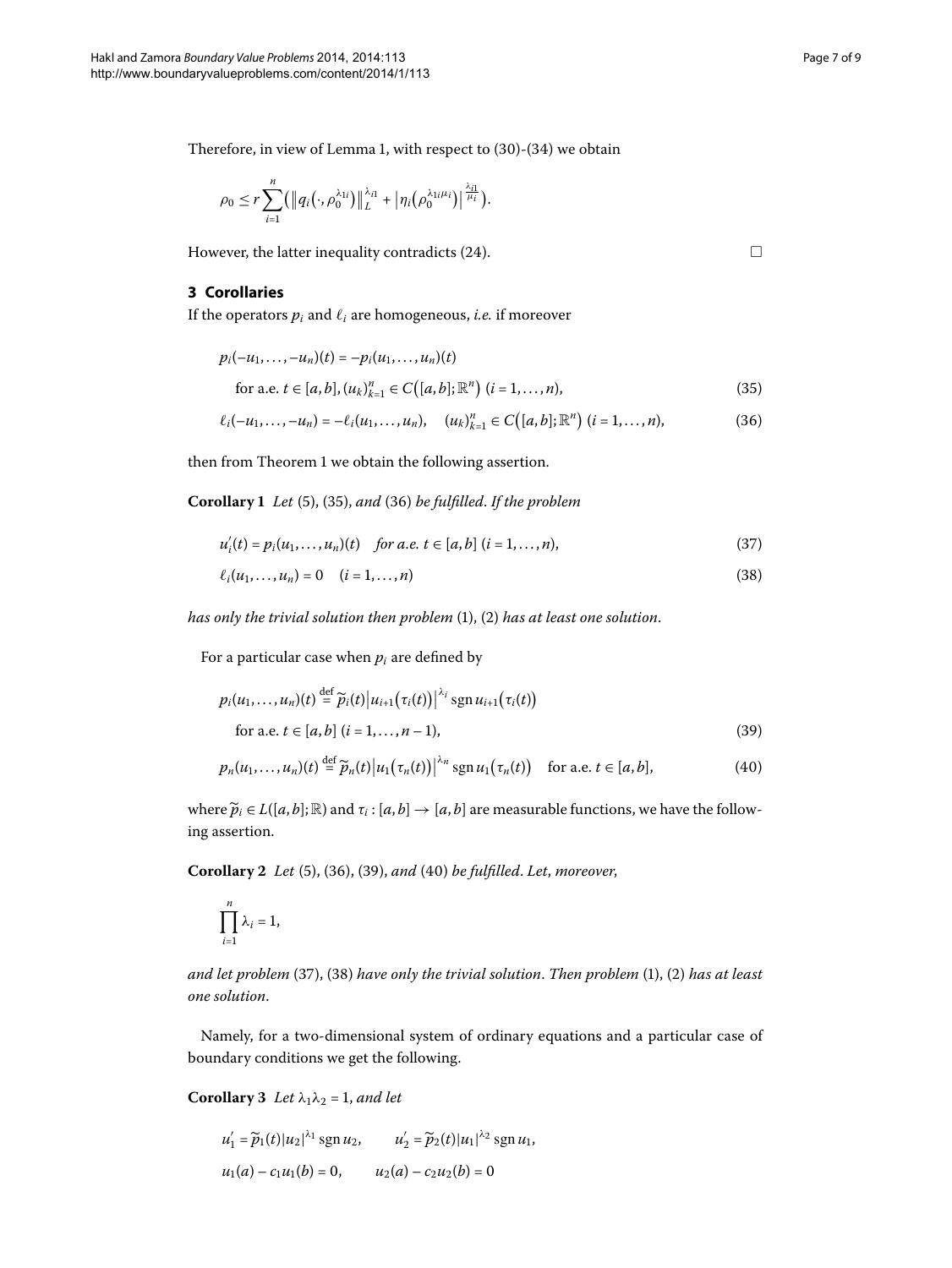Therefore, in view of Lemma 1, with respect to (30)-(34) we obtain

$$\rho_0 \le r \sum_{i=1}^{n} \left( \left\| q_i\left(\cdot, \rho_0^{\lambda_{1i}}\right) \right\|_L^{\lambda_{i1}} + \left| \eta_i\left(\rho_0^{\lambda_{1i}\mu_i}\right) \right|^{\frac{\lambda_{i1}}{\mu_i}} \right).$$

However, the latter inequality contradicts (24). □

## 3 Corollaries

If the operators $p_i$ and $\ell_i$ are homogeneous, *i.e.* if moreover

$$p_i(-u_1, \dots, -u_n)(t) = -p_i(u_1, \dots, u_n)(t)$$
$$\text{for a.e. } t \in [a,b], (u_k)_{k=1}^n \in C\left([a,b]; \mathbb{R}^n\right) \ (i = 1, \dots, n), \tag{35}$$

$$\ell_i(-u_1, \dots, -u_n) = -\ell_i(u_1, \dots, u_n), \quad (u_k)_{k=1}^n \in C\left([a,b]; \mathbb{R}^n\right) \ (i = 1, \dots, n), \tag{36}$$

then from Theorem 1 we obtain the following assertion.

**Corollary 1** *Let* (5), (35), *and* (36) *be fulfilled. If the problem*

$$u_i'(t) = p_i(u_1, \dots, u_n)(t) \quad \text{for a.e. } t \in [a,b] \ (i = 1, \dots, n), \tag{37}$$

$$\ell_i(u_1, \dots, u_n) = 0 \quad (i = 1, \dots, n) \tag{38}$$

*has only the trivial solution then problem* (1), (2) *has at least one solution.*

For a particular case when $p_i$ are defined by

$$p_i(u_1, \dots, u_n)(t) \stackrel{\text{def}}{=} \widetilde{p}_i(t) \left| u_{i+1}\left(\tau_i(t)\right) \right|^{\lambda_i} \operatorname{sgn} u_{i+1}\left(\tau_i(t)\right)$$
$$\text{for a.e. } t \in [a,b] \ (i = 1, \dots, n-1), \tag{39}$$

$$p_n(u_1, \dots, u_n)(t) \stackrel{\text{def}}{=} \widetilde{p}_n(t) \left| u_1\left(\tau_n(t)\right) \right|^{\lambda_n} \operatorname{sgn} u_1\left(\tau_n(t)\right) \quad \text{for a.e. } t \in [a,b], \tag{40}$$

where $\widetilde{p}_i \in L([a,b]; \mathbb{R})$ and $\tau_i : [a,b] \to [a,b]$ are measurable functions, we have the following assertion.

**Corollary 2** *Let* (5), (36), (39), *and* (40) *be fulfilled. Let, moreover,*

$$\prod_{i=1}^{n} \lambda_i = 1,$$

*and let problem* (37), (38) *have only the trivial solution. Then problem* (1), (2) *has at least one solution.*

Namely, for a two-dimensional system of ordinary equations and a particular case of boundary conditions we get the following.

**Corollary 3** *Let* $\lambda_1 \lambda_2 = 1$, *and let*

$$u_1' = \widetilde{p}_1(t)|u_2|^{\lambda_1} \operatorname{sgn} u_2, \qquad u_2' = \widetilde{p}_2(t)|u_1|^{\lambda_2} \operatorname{sgn} u_1,$$
$$u_1(a) - c_1 u_1(b) = 0, \qquad u_2(a) - c_2 u_2(b) = 0$$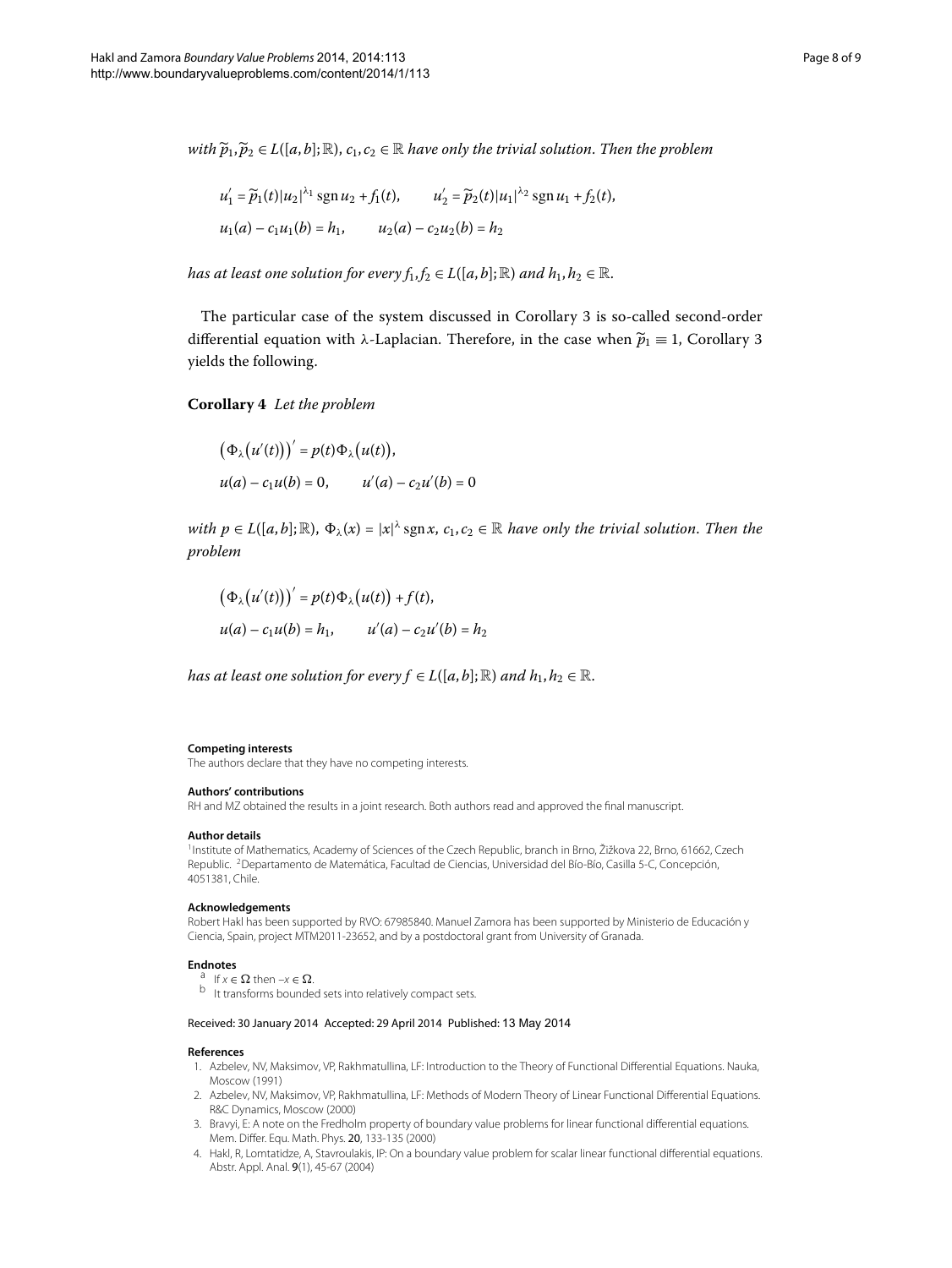*with $\widetilde{p}_1, \widetilde{p}_2 \in L([a,b];\mathbb{R})$, $c_1, c_2 \in \mathbb{R}$ have only the trivial solution. Then the problem*

$$u_1' = \widetilde{p}_1(t)|u_2|^{\lambda_1}\operatorname{sgn} u_2 + f_1(t), \qquad u_2' = \widetilde{p}_2(t)|u_1|^{\lambda_2}\operatorname{sgn} u_1 + f_2(t),$$
$$u_1(a) - c_1 u_1(b) = h_1, \qquad u_2(a) - c_2 u_2(b) = h_2$$

*has at least one solution for every $f_1, f_2 \in L([a,b];\mathbb{R})$ and $h_1, h_2 \in \mathbb{R}$.*

The particular case of the system discussed in Corollary 3 is so-called second-order differential equation with $\lambda$-Laplacian. Therefore, in the case when $\widetilde{p}_1 \equiv 1$, Corollary 3 yields the following.

**Corollary 4** *Let the problem*

$$\big(\Phi_\lambda\big(u'(t)\big)\big)' = p(t)\Phi_\lambda\big(u(t)\big),$$
$$u(a) - c_1 u(b) = 0, \qquad u'(a) - c_2 u'(b) = 0$$

*with $p \in L([a,b];\mathbb{R})$, $\Phi_\lambda(x) = |x|^\lambda \operatorname{sgn} x$, $c_1, c_2 \in \mathbb{R}$ have only the trivial solution. Then the problem*

$$\big(\Phi_\lambda\big(u'(t)\big)\big)' = p(t)\Phi_\lambda\big(u(t)\big) + f(t),$$
$$u(a) - c_1 u(b) = h_1, \qquad u'(a) - c_2 u'(b) = h_2$$

*has at least one solution for every $f \in L([a,b];\mathbb{R})$ and $h_1, h_2 \in \mathbb{R}$.*

#### Competing interests
The authors declare that they have no competing interests.

#### Authors' contributions
RH and MZ obtained the results in a joint research. Both authors read and approved the final manuscript.

#### Author details
[1] Institute of Mathematics, Academy of Sciences of the Czech Republic, branch in Brno, Žižkova 22, Brno, 61662, Czech Republic. [2] Departamento de Matemática, Facultad de Ciencias, Universidad del Bío-Bío, Casilla 5-C, Concepción, 4051381, Chile.

#### Acknowledgements
Robert Hakl has been supported by RVO: 67985840. Manuel Zamora has been supported by Ministerio de Educación y Ciencia, Spain, project MTM2011-23652, and by a postdoctoral grant from University of Granada.

#### Endnotes
[a] If $x \in \Omega$ then $-x \in \Omega$.
[b] It transforms bounded sets into relatively compact sets.

Received: 30 January 2014 Accepted: 29 April 2014 Published: 13 May 2014

#### References
1. Azbelev, NV, Maksimov, VP, Rakhmatullina, LF: Introduction to the Theory of Functional Differential Equations. Nauka, Moscow (1991)
2. Azbelev, NV, Maksimov, VP, Rakhmatullina, LF: Methods of Modern Theory of Linear Functional Differential Equations. R&C Dynamics, Moscow (2000)
3. Bravyi, E: A note on the Fredholm property of boundary value problems for linear functional differential equations. Mem. Differ. Equ. Math. Phys. **20**, 133-135 (2000)
4. Hakl, R, Lomtatidze, A, Stavroulakis, IP: On a boundary value problem for scalar linear functional differential equations. Abstr. Appl. Anal. **9**(1), 45-67 (2004)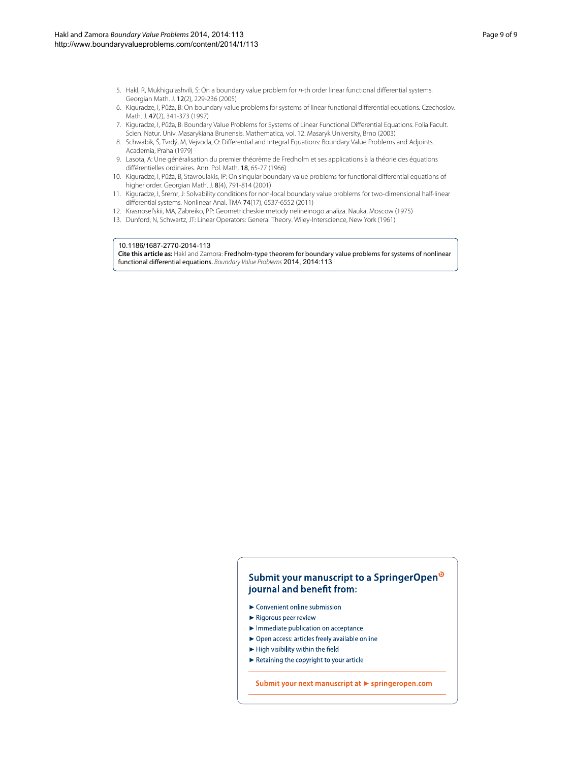5. Hakl, R, Mukhigulashvili, S: On a boundary value problem for $n$-th order linear functional differential systems. Georgian Math. J. **12**(2), 229-236 (2005)
6. Kiguradze, I, Půža, B: On boundary value problems for systems of linear functional differential equations. Czechoslov. Math. J. **47**(2), 341-373 (1997)
7. Kiguradze, I, Půža, B: Boundary Value Problems for Systems of Linear Functional Differential Equations. Folia Facult. Scien. Natur. Univ. Masarykiana Brunensis. Mathematica, vol. 12. Masaryk University, Brno (2003)
8. Schwabik, Š, Tvrdý, M, Vejvoda, O: Differential and Integral Equations: Boundary Value Problems and Adjoints. Academia, Praha (1979)
9. Lasota, A: Une généralisation du premier théorème de Fredholm et ses applications à la théorie des équations différentielles ordinaires. Ann. Pol. Math. **18**, 65-77 (1966)
10. Kiguradze, I, Půža, B, Stavroulakis, IP: On singular boundary value problems for functional differential equations of higher order. Georgian Math. J. **8**(4), 791-814 (2001)
11. Kiguradze, I, Šremr, J: Solvability conditions for non-local boundary value problems for two-dimensional half-linear differential systems. Nonlinear Anal. TMA **74**(17), 6537-6552 (2011)
12. Krasnosel'skii, MA, Zabreiko, PP: Geometricheskie metody nelineinogo analiza. Nauka, Moscow (1975)
13. Dunford, N, Schwartz, JT: Linear Operators: General Theory. Wiley-Interscience, New York (1961)

10.1186/1687-2770-2014-113

**Cite this article as:** Hakl and Zamora: Fredholm-type theorem for boundary value problems for systems of nonlinear functional differential equations. *Boundary Value Problems* 2014, 2014:113

**Submit your manuscript to a SpringerOpen journal and benefit from:**

- Convenient online submission
- Rigorous peer review
- Immediate publication on acceptance
- Open access: articles freely available online
- High visibility within the field
- Retaining the copyright to your article

**Submit your next manuscript at ► springeropen.com**